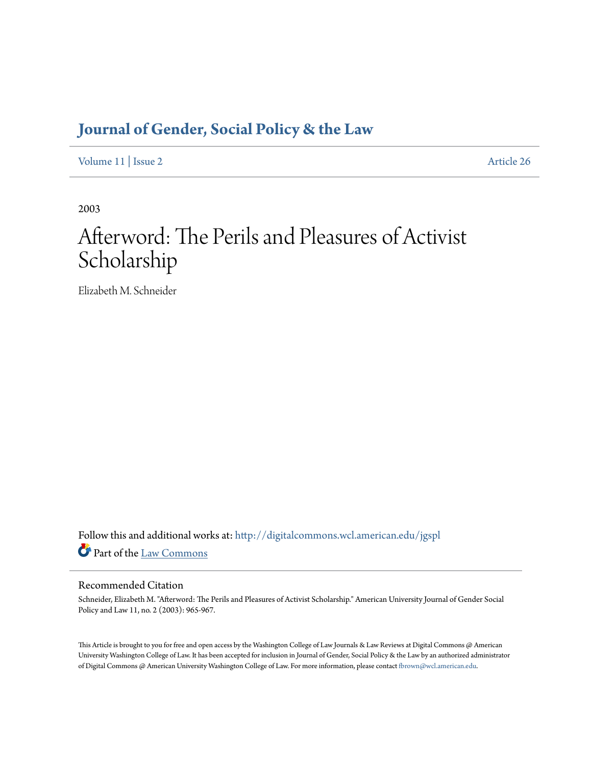# Journal of Gender, Social Policy & the Law

Volume 11 | Issue 2 Article 26

2003

# Afterword: The Perils and Pleasures of Activist Scholarship

Elizabeth M. Schneider

Follow this and additional works at: http://digitalcommons.wcl.american.edu/jgspl

Part of the Law Commons

## Recommended Citation

Schneider, Elizabeth M. "Afterword: The Perils and Pleasures of Activist Scholarship." American University Journal of Gender Social Policy and Law 11, no. 2 (2003): 965-967.

This Article is brought to you for free and open access by the Washington College of Law Journals & Law Reviews at Digital Commons @ American University Washington College of Law. It has been accepted for inclusion in Journal of Gender, Social Policy & the Law by an authorized administrator of Digital Commons @ American University Washington College of Law. For more information, please contact fbrown@wcl.american.edu.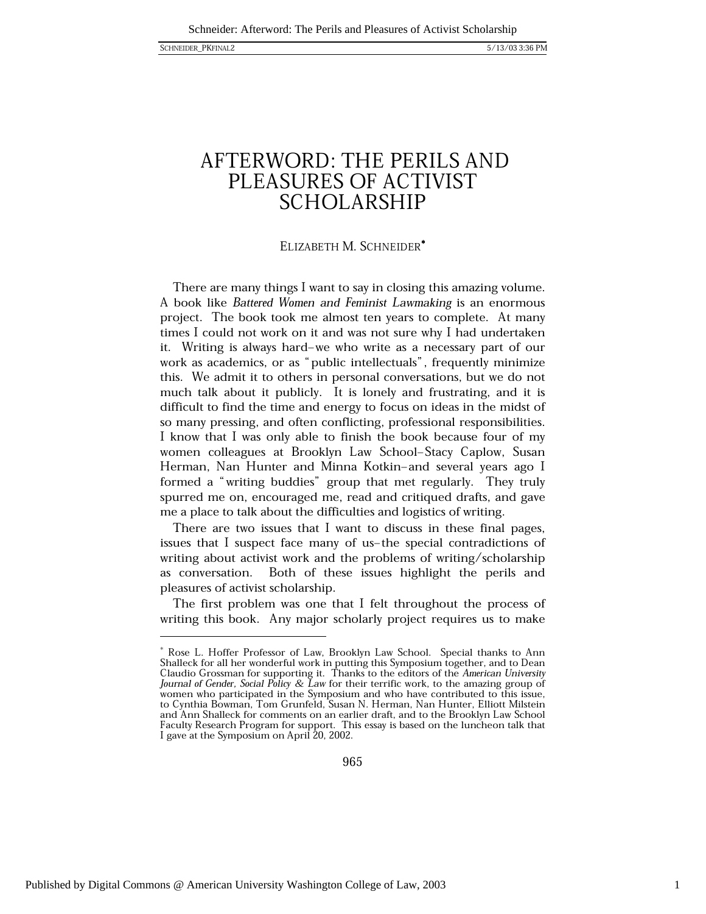# AFTERWORD: THE PERILS AND PLEASURES OF ACTIVIST SCHOLARSHIP

ELIZABETH M. SCHNEIDER[*]

There are many things I want to say in closing this amazing volume. A book like *Battered Women and Feminist Lawmaking* is an enormous project. The book took me almost ten years to complete. At many times I could not work on it and was not sure why I had undertaken it. Writing is always hard–we who write as a necessary part of our work as academics, or as "public intellectuals", frequently minimize this. We admit it to others in personal conversations, but we do not much talk about it publicly. It is lonely and frustrating, and it is difficult to find the time and energy to focus on ideas in the midst of so many pressing, and often conflicting, professional responsibilities. I know that I was only able to finish the book because four of my women colleagues at Brooklyn Law School–Stacy Caplow, Susan Herman, Nan Hunter and Minna Kotkin–and several years ago I formed a "writing buddies" group that met regularly. They truly spurred me on, encouraged me, read and critiqued drafts, and gave me a place to talk about the difficulties and logistics of writing.

There are two issues that I want to discuss in these final pages, issues that I suspect face many of us–the special contradictions of writing about activist work and the problems of writing/scholarship as conversation. Both of these issues highlight the perils and pleasures of activist scholarship.

The first problem was one that I felt throughout the process of writing this book. Any major scholarly project requires us to make

---

[*] Rose L. Hoffer Professor of Law, Brooklyn Law School. Special thanks to Ann Shalleck for all her wonderful work in putting this Symposium together, and to Dean Claudio Grossman for supporting it. Thanks to the editors of the *American University Journal of Gender, Social Policy & Law* for their terrific work, to the amazing group of women who participated in the Symposium and who have contributed to this issue, to Cynthia Bowman, Tom Grunfeld, Susan N. Herman, Nan Hunter, Elliott Milstein and Ann Shalleck for comments on an earlier draft, and to the Brooklyn Law School Faculty Research Program for support. This essay is based on the luncheon talk that I gave at the Symposium on April 20, 2002.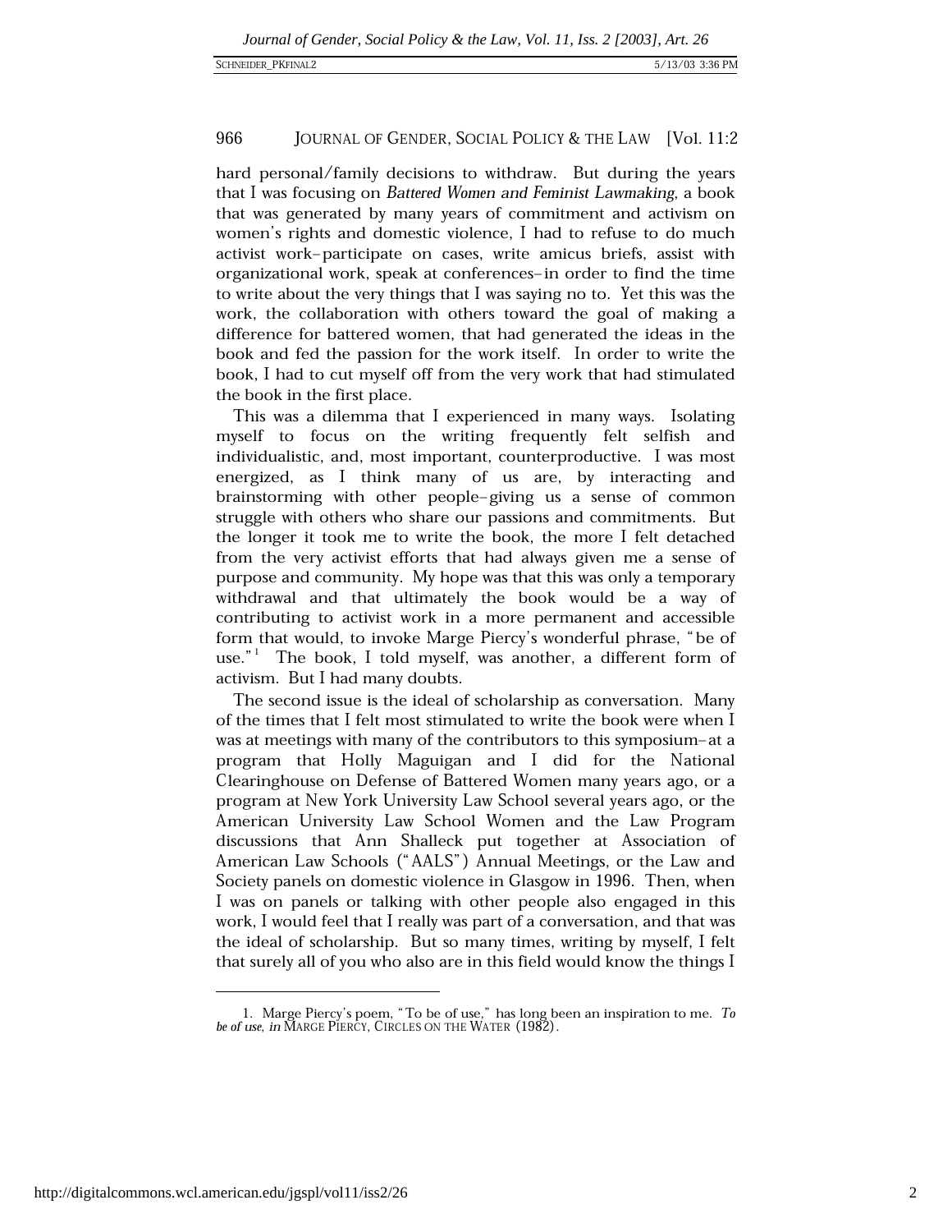hard personal/family decisions to withdraw. But during the years that I was focusing on *Battered Women and Feminist Lawmaking*, a book that was generated by many years of commitment and activism on women's rights and domestic violence, I had to refuse to do much activist work–participate on cases, write amicus briefs, assist with organizational work, speak at conferences–in order to find the time to write about the very things that I was saying no to. Yet this was the work, the collaboration with others toward the goal of making a difference for battered women, that had generated the ideas in the book and fed the passion for the work itself. In order to write the book, I had to cut myself off from the very work that had stimulated the book in the first place.

This was a dilemma that I experienced in many ways. Isolating myself to focus on the writing frequently felt selfish and individualistic, and, most important, counterproductive. I was most energized, as I think many of us are, by interacting and brainstorming with other people–giving us a sense of common struggle with others who share our passions and commitments. But the longer it took me to write the book, the more I felt detached from the very activist efforts that had always given me a sense of purpose and community. My hope was that this was only a temporary withdrawal and that ultimately the book would be a way of contributing to activist work in a more permanent and accessible form that would, to invoke Marge Piercy's wonderful phrase, "be of use."[1] The book, I told myself, was another, a different form of activism. But I had many doubts.

The second issue is the ideal of scholarship as conversation. Many of the times that I felt most stimulated to write the book were when I was at meetings with many of the contributors to this symposium–at a program that Holly Maguigan and I did for the National Clearinghouse on Defense of Battered Women many years ago, or a program at New York University Law School several years ago, or the American University Law School Women and the Law Program discussions that Ann Shalleck put together at Association of American Law Schools ("AALS") Annual Meetings, or the Law and Society panels on domestic violence in Glasgow in 1996. Then, when I was on panels or talking with other people also engaged in this work, I would feel that I really was part of a conversation, and that was the ideal of scholarship. But so many times, writing by myself, I felt that surely all of you who also are in this field would know the things I

---

1. Marge Piercy's poem, "To be of use," has long been an inspiration to me. *To be of use*, *in* MARGE PIERCY, CIRCLES ON THE WATER (1982).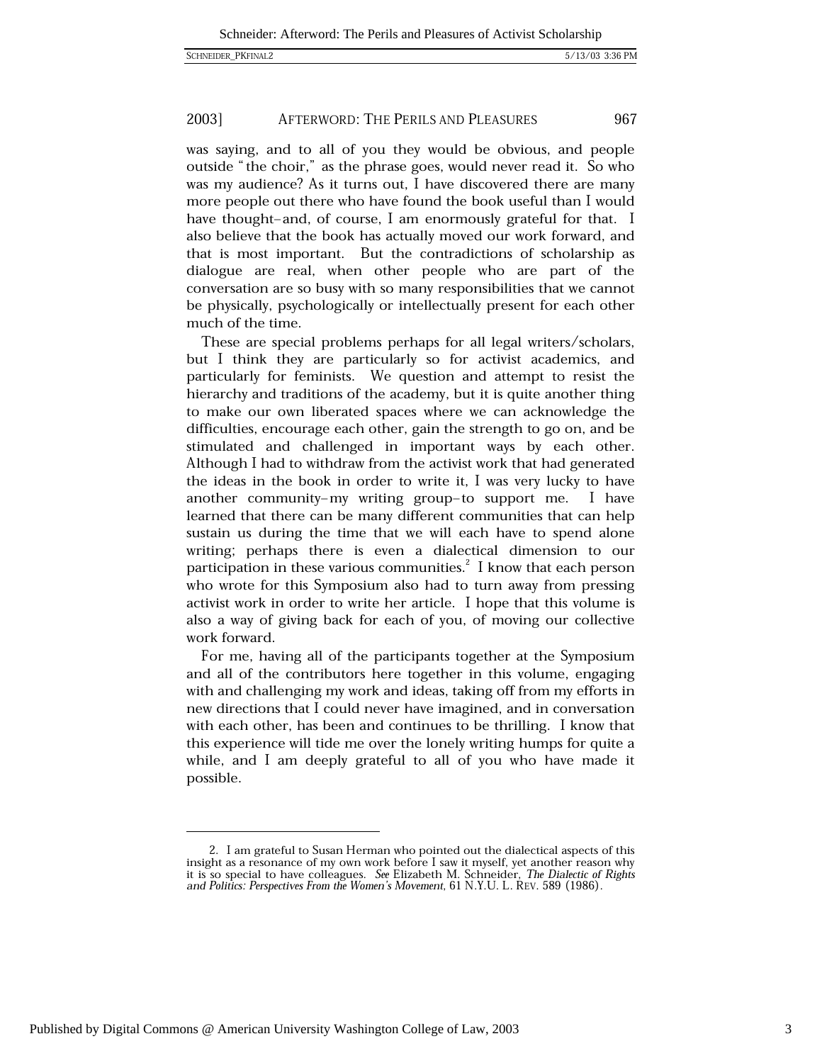was saying, and to all of you they would be obvious, and people outside "the choir," as the phrase goes, would never read it. So who was my audience? As it turns out, I have discovered there are many more people out there who have found the book useful than I would have thought–and, of course, I am enormously grateful for that. I also believe that the book has actually moved our work forward, and that is most important. But the contradictions of scholarship as dialogue are real, when other people who are part of the conversation are so busy with so many responsibilities that we cannot be physically, psychologically or intellectually present for each other much of the time.

These are special problems perhaps for all legal writers/scholars, but I think they are particularly so for activist academics, and particularly for feminists. We question and attempt to resist the hierarchy and traditions of the academy, but it is quite another thing to make our own liberated spaces where we can acknowledge the difficulties, encourage each other, gain the strength to go on, and be stimulated and challenged in important ways by each other. Although I had to withdraw from the activist work that had generated the ideas in the book in order to write it, I was very lucky to have another community–my writing group–to support me. I have learned that there can be many different communities that can help sustain us during the time that we will each have to spend alone writing; perhaps there is even a dialectical dimension to our participation in these various communities.[2] I know that each person who wrote for this Symposium also had to turn away from pressing activist work in order to write her article. I hope that this volume is also a way of giving back for each of you, of moving our collective work forward.

For me, having all of the participants together at the Symposium and all of the contributors here together in this volume, engaging with and challenging my work and ideas, taking off from my efforts in new directions that I could never have imagined, and in conversation with each other, has been and continues to be thrilling. I know that this experience will tide me over the lonely writing humps for quite a while, and I am deeply grateful to all of you who have made it possible.

---

2. I am grateful to Susan Herman who pointed out the dialectical aspects of this insight as a resonance of my own work before I saw it myself, yet another reason why it is so special to have colleagues. *See* Elizabeth M. Schneider, *The Dialectic of Rights and Politics: Perspectives From the Women's Movement*, 61 N.Y.U. L. REV. 589 (1986).